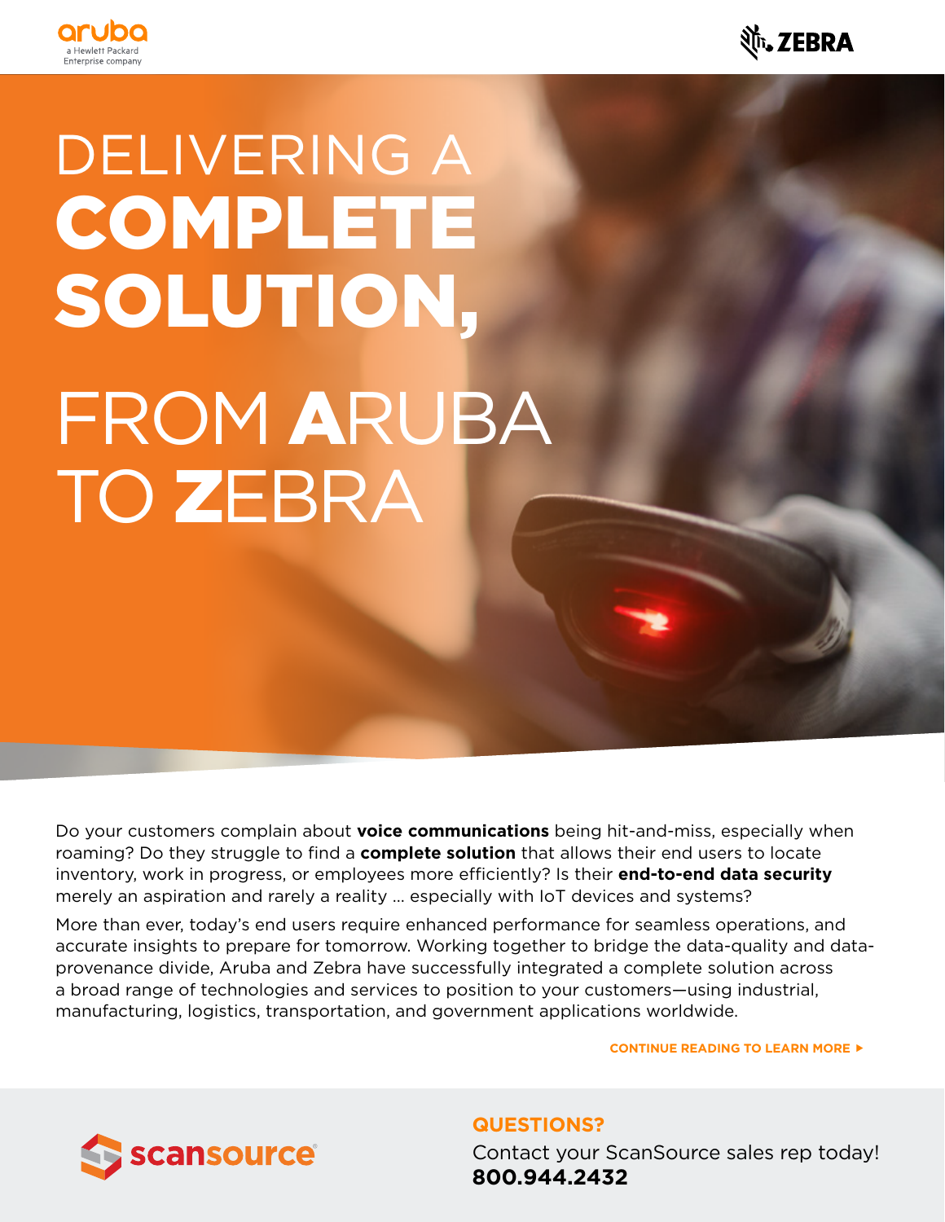aruba
a Hewlett Packard Enterprise company

ZEBRA

# DELIVERING A **COMPLETE SOLUTION,** FROM **A**RUBA TO **Z**EBRA

Do your customers complain about **voice communications** being hit-and-miss, especially when roaming? Do they struggle to find a **complete solution** that allows their end users to locate inventory, work in progress, or employees more efficiently? Is their **end-to-end data security** merely an aspiration and rarely a reality … especially with IoT devices and systems?

More than ever, today's end users require enhanced performance for seamless operations, and accurate insights to prepare for tomorrow. Working together to bridge the data-quality and data-provenance divide, Aruba and Zebra have successfully integrated a complete solution across a broad range of technologies and services to position to your customers—using industrial, manufacturing, logistics, transportation, and government applications worldwide.

**CONTINUE READING TO LEARN MORE ▶**

scansource

**QUESTIONS?**

Contact your ScanSource sales rep today!

**800.944.2432**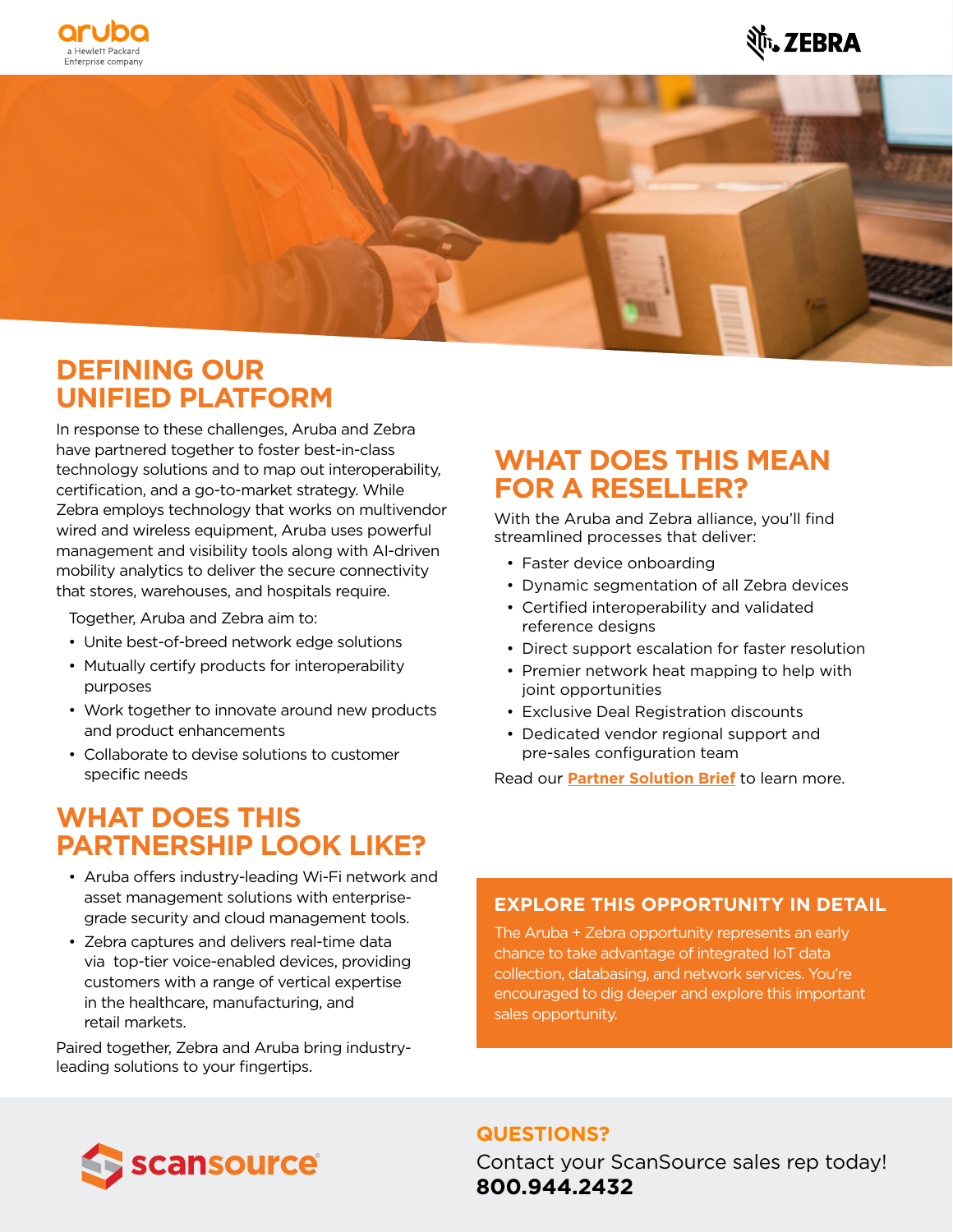## DEFINING OUR UNIFIED PLATFORM

In response to these challenges, Aruba and Zebra have partnered together to foster best-in-class technology solutions and to map out interoperability, certification, and a go-to-market strategy. While Zebra employs technology that works on multivendor wired and wireless equipment, Aruba uses powerful management and visibility tools along with AI-driven mobility analytics to deliver the secure connectivity that stores, warehouses, and hospitals require.

Together, Aruba and Zebra aim to:

- Unite best-of-breed network edge solutions
- Mutually certify products for interoperability purposes
- Work together to innovate around new products and product enhancements
- Collaborate to devise solutions to customer specific needs

## WHAT DOES THIS PARTNERSHIP LOOK LIKE?

- Aruba offers industry-leading Wi-Fi network and asset management solutions with enterprise-grade security and cloud management tools.
- Zebra captures and delivers real-time data via top-tier voice-enabled devices, providing customers with a range of vertical expertise in the healthcare, manufacturing, and retail markets.

Paired together, Zebra and Aruba bring industry-leading solutions to your fingertips.

## WHAT DOES THIS MEAN FOR A RESELLER?

With the Aruba and Zebra alliance, you'll find streamlined processes that deliver:

- Faster device onboarding
- Dynamic segmentation of all Zebra devices
- Certified interoperability and validated reference designs
- Direct support escalation for faster resolution
- Premier network heat mapping to help with joint opportunities
- Exclusive Deal Registration discounts
- Dedicated vendor regional support and pre-sales configuration team

Read our **Partner Solution Brief** to learn more.

### EXPLORE THIS OPPORTUNITY IN DETAIL

The Aruba + Zebra opportunity represents an early chance to take advantage of integrated IoT data collection, databasing, and network services. You're encouraged to dig deeper and explore this important sales opportunity.

### QUESTIONS?

Contact your ScanSource sales rep today!
**800.944.2432**